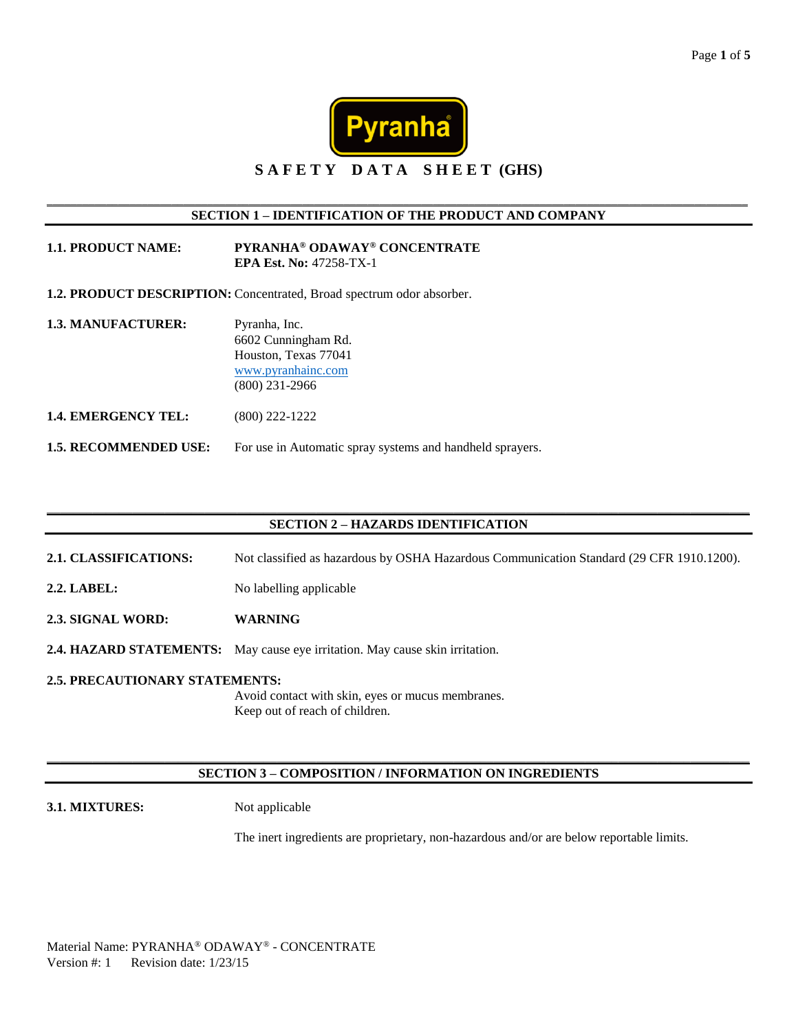Pyranha®

# SAFETY DATA SHEET (GHS)

## SECTION 1 – IDENTIFICATION OF THE PRODUCT AND COMPANY

**1.1. PRODUCT NAME:** **PYRANHA® ODAWAY® CONCENTRATE**
**EPA Est. No:** 47258-TX-1

**1.2. PRODUCT DESCRIPTION:** Concentrated, Broad spectrum odor absorber.

**1.3. MANUFACTURER:**
Pyranha, Inc.
6602 Cunningham Rd.
Houston, Texas 77041
www.pyranhainc.com
(800) 231-2966

**1.4. EMERGENCY TEL:** (800) 222-1222

**1.5. RECOMMENDED USE:** For use in Automatic spray systems and handheld sprayers.

## SECTION 2 – HAZARDS IDENTIFICATION

**2.1. CLASSIFICATIONS:** Not classified as hazardous by OSHA Hazardous Communication Standard (29 CFR 1910.1200).

**2.2. LABEL:** No labelling applicable

**2.3. SIGNAL WORD:** **WARNING**

**2.4. HAZARD STATEMENTS:** May cause eye irritation. May cause skin irritation.

**2.5. PRECAUTIONARY STATEMENTS:**
Avoid contact with skin, eyes or mucus membranes.
Keep out of reach of children.

## SECTION 3 – COMPOSITION / INFORMATION ON INGREDIENTS

**3.1. MIXTURES:** Not applicable

The inert ingredients are proprietary, non-hazardous and/or are below reportable limits.

Material Name: PYRANHA® ODAWAY® - CONCENTRATE
Version #: 1 Revision date: 1/23/15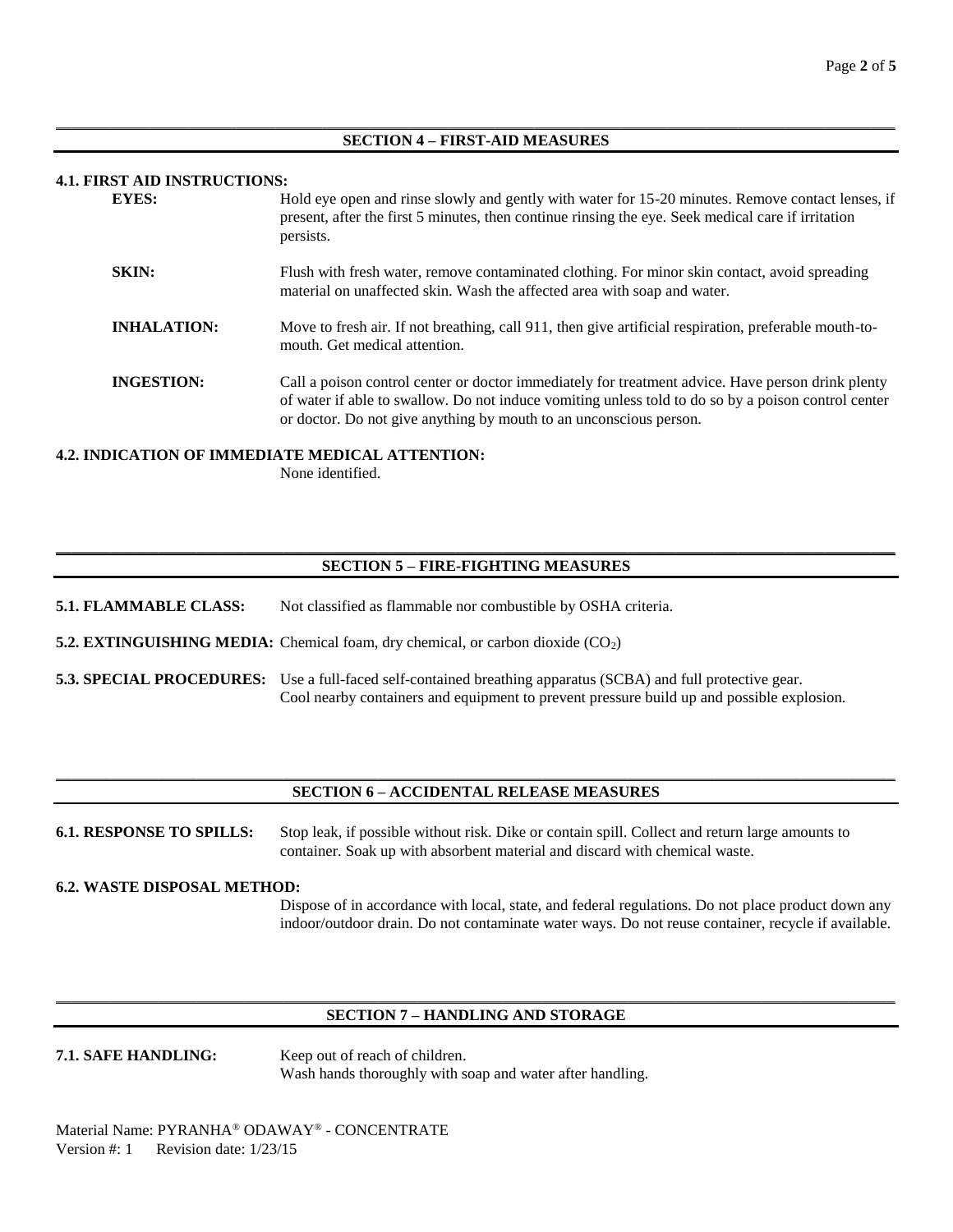## SECTION 4 – FIRST-AID MEASURES

**4.1. FIRST AID INSTRUCTIONS:**

**EYES:** Hold eye open and rinse slowly and gently with water for 15-20 minutes. Remove contact lenses, if present, after the first 5 minutes, then continue rinsing the eye. Seek medical care if irritation persists.

**SKIN:** Flush with fresh water, remove contaminated clothing. For minor skin contact, avoid spreading material on unaffected skin. Wash the affected area with soap and water.

**INHALATION:** Move to fresh air. If not breathing, call 911, then give artificial respiration, preferable mouth-to-mouth. Get medical attention.

**INGESTION:** Call a poison control center or doctor immediately for treatment advice. Have person drink plenty of water if able to swallow. Do not induce vomiting unless told to do so by a poison control center or doctor. Do not give anything by mouth to an unconscious person.

**4.2. INDICATION OF IMMEDIATE MEDICAL ATTENTION:**
None identified.

## SECTION 5 – FIRE-FIGHTING MEASURES

**5.1. FLAMMABLE CLASS:** Not classified as flammable nor combustible by OSHA criteria.

**5.2. EXTINGUISHING MEDIA:** Chemical foam, dry chemical, or carbon dioxide ($CO_2$)

**5.3. SPECIAL PROCEDURES:** Use a full-faced self-contained breathing apparatus (SCBA) and full protective gear. Cool nearby containers and equipment to prevent pressure build up and possible explosion.

## SECTION 6 – ACCIDENTAL RELEASE MEASURES

**6.1. RESPONSE TO SPILLS:** Stop leak, if possible without risk. Dike or contain spill. Collect and return large amounts to container. Soak up with absorbent material and discard with chemical waste.

**6.2. WASTE DISPOSAL METHOD:**
Dispose of in accordance with local, state, and federal regulations. Do not place product down any indoor/outdoor drain. Do not contaminate water ways. Do not reuse container, recycle if available.

## SECTION 7 – HANDLING AND STORAGE

**7.1. SAFE HANDLING:** Keep out of reach of children.
Wash hands thoroughly with soap and water after handling.

Material Name: PYRANHA® ODAWAY® - CONCENTRATE
Version #: 1 Revision date: 1/23/15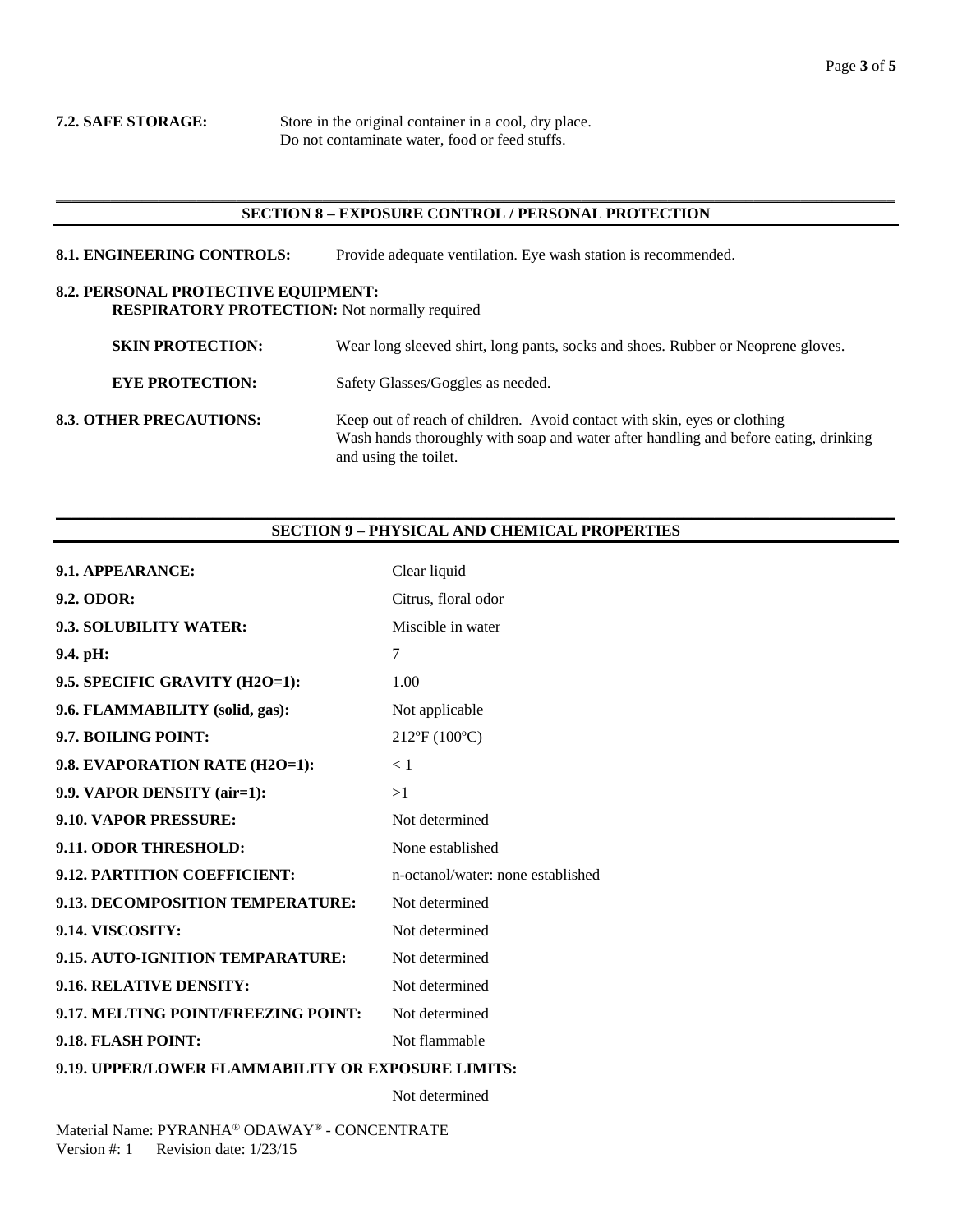**7.2. SAFE STORAGE:** Store in the original container in a cool, dry place. Do not contaminate water, food or feed stuffs.

## SECTION 8 – EXPOSURE CONTROL / PERSONAL PROTECTION

**8.1. ENGINEERING CONTROLS:** Provide adequate ventilation. Eye wash station is recommended.

**8.2. PERSONAL PROTECTIVE EQUIPMENT:**

**RESPIRATORY PROTECTION:** Not normally required

**SKIN PROTECTION:** Wear long sleeved shirt, long pants, socks and shoes. Rubber or Neoprene gloves.

**EYE PROTECTION:** Safety Glasses/Goggles as needed.

**8.3. OTHER PRECAUTIONS:** Keep out of reach of children. Avoid contact with skin, eyes or clothing Wash hands thoroughly with soap and water after handling and before eating, drinking and using the toilet.

## SECTION 9 – PHYSICAL AND CHEMICAL PROPERTIES

| | |
|---|---|
| **9.1. APPEARANCE:** | Clear liquid |
| **9.2. ODOR:** | Citrus, floral odor |
| **9.3. SOLUBILITY WATER:** | Miscible in water |
| **9.4. pH:** | 7 |
| **9.5. SPECIFIC GRAVITY (H2O=1):** | 1.00 |
| **9.6. FLAMMABILITY (solid, gas):** | Not applicable |
| **9.7. BOILING POINT:** | 212ºF (100ºC) |
| **9.8. EVAPORATION RATE (H2O=1):** | < 1 |
| **9.9. VAPOR DENSITY (air=1):** | >1 |
| **9.10. VAPOR PRESSURE:** | Not determined |
| **9.11. ODOR THRESHOLD:** | None established |
| **9.12. PARTITION COEFFICIENT:** | n-octanol/water: none established |
| **9.13. DECOMPOSITION TEMPERATURE:** | Not determined |
| **9.14. VISCOSITY:** | Not determined |
| **9.15. AUTO-IGNITION TEMPARATURE:** | Not determined |
| **9.16. RELATIVE DENSITY:** | Not determined |
| **9.17. MELTING POINT/FREEZING POINT:** | Not determined |
| **9.18. FLASH POINT:** | Not flammable |
| **9.19. UPPER/LOWER FLAMMABILITY OR EXPOSURE LIMITS:** | Not determined |

Material Name: PYRANHA® ODAWAY® - CONCENTRATE
Version #: 1 Revision date: 1/23/15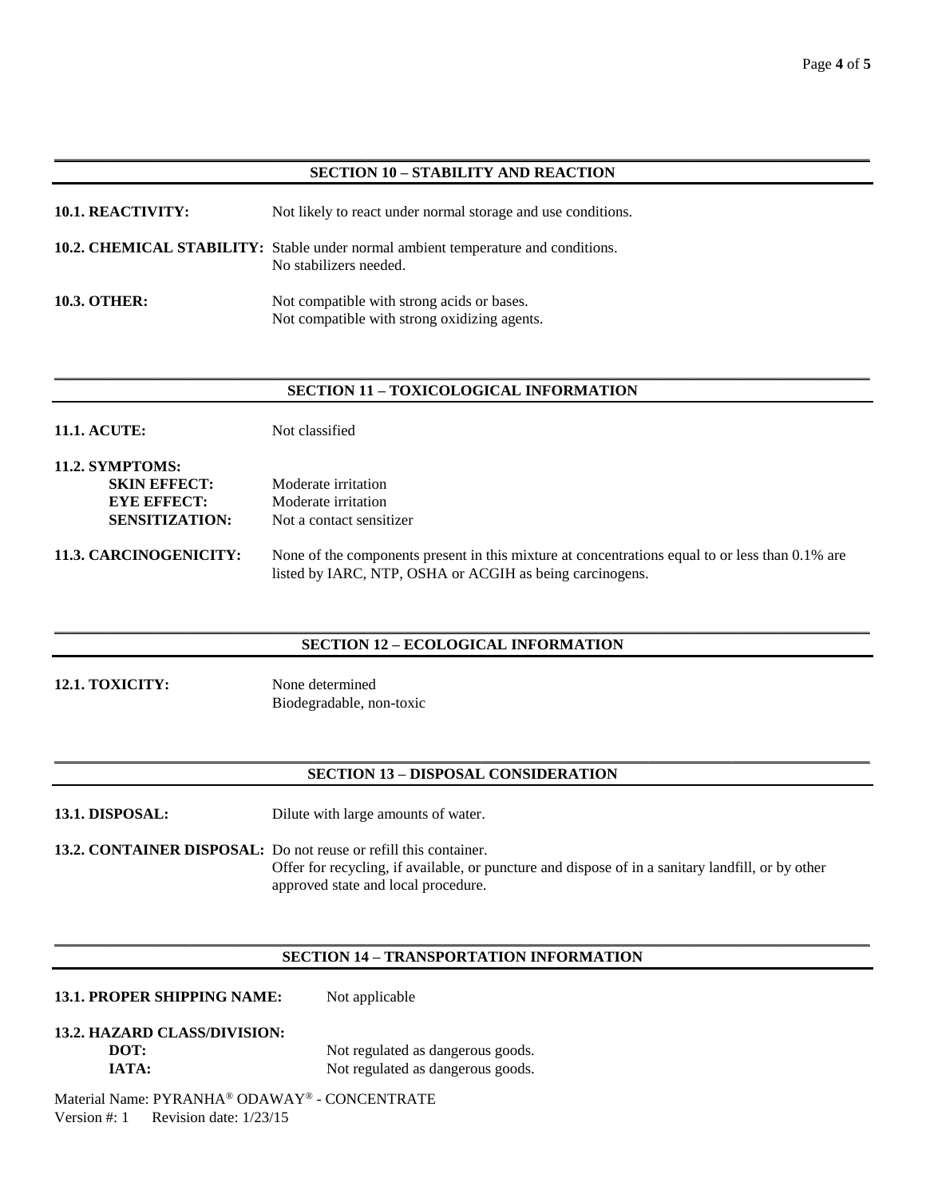## SECTION 10 – STABILITY AND REACTION

**10.1. REACTIVITY:** Not likely to react under normal storage and use conditions.

**10.2. CHEMICAL STABILITY:** Stable under normal ambient temperature and conditions.
No stabilizers needed.

**10.3. OTHER:** Not compatible with strong acids or bases.
Not compatible with strong oxidizing agents.

## SECTION 11 – TOXICOLOGICAL INFORMATION

**11.1. ACUTE:** Not classified

**11.2. SYMPTOMS:**
- **SKIN EFFECT:** Moderate irritation
- **EYE EFFECT:** Moderate irritation
- **SENSITIZATION:** Not a contact sensitizer

**11.3. CARCINOGENICITY:** None of the components present in this mixture at concentrations equal to or less than 0.1% are listed by IARC, NTP, OSHA or ACGIH as being carcinogens.

## SECTION 12 – ECOLOGICAL INFORMATION

**12.1. TOXICITY:** None determined
Biodegradable, non-toxic

## SECTION 13 – DISPOSAL CONSIDERATION

**13.1. DISPOSAL:** Dilute with large amounts of water.

**13.2. CONTAINER DISPOSAL:** Do not reuse or refill this container.
Offer for recycling, if available, or puncture and dispose of in a sanitary landfill, or by other approved state and local procedure.

## SECTION 14 – TRANSPORTATION INFORMATION

**13.1. PROPER SHIPPING NAME:** Not applicable

**13.2. HAZARD CLASS/DIVISION:**
- **DOT:** Not regulated as dangerous goods.
- **IATA:** Not regulated as dangerous goods.

Material Name: PYRANHA® ODAWAY® - CONCENTRATE
Version #: 1 Revision date: 1/23/15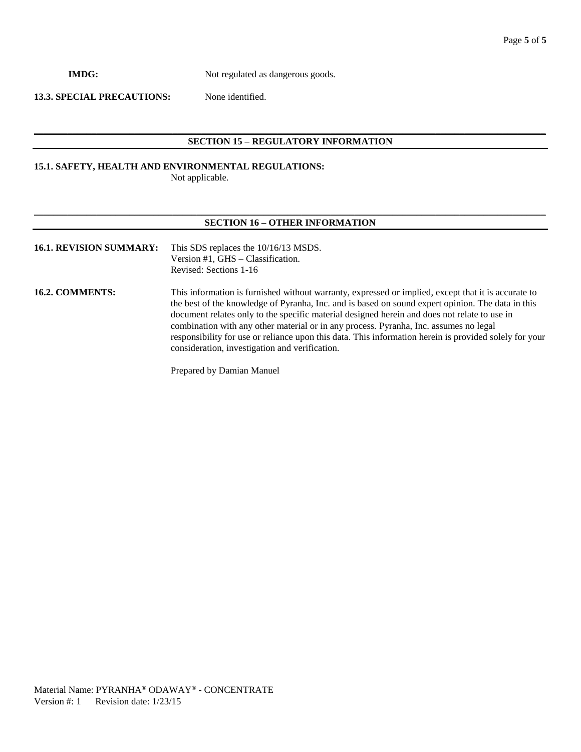**IMDG:** Not regulated as dangerous goods.

**13.3. SPECIAL PRECAUTIONS:** None identified.

## SECTION 15 – REGULATORY INFORMATION

**15.1. SAFETY, HEALTH AND ENVIRONMENTAL REGULATIONS:**

Not applicable.

## SECTION 16 – OTHER INFORMATION

**16.1. REVISION SUMMARY:** This SDS replaces the 10/16/13 MSDS.
Version #1, GHS – Classification.
Revised: Sections 1-16

**16.2. COMMENTS:** This information is furnished without warranty, expressed or implied, except that it is accurate to the best of the knowledge of Pyranha, Inc. and is based on sound expert opinion. The data in this document relates only to the specific material designed herein and does not relate to use in combination with any other material or in any process. Pyranha, Inc. assumes no legal responsibility for use or reliance upon this data. This information herein is provided solely for your consideration, investigation and verification.

Prepared by Damian Manuel

Material Name: PYRANHA® ODAWAY® - CONCENTRATE
Version #: 1 Revision date: 1/23/15